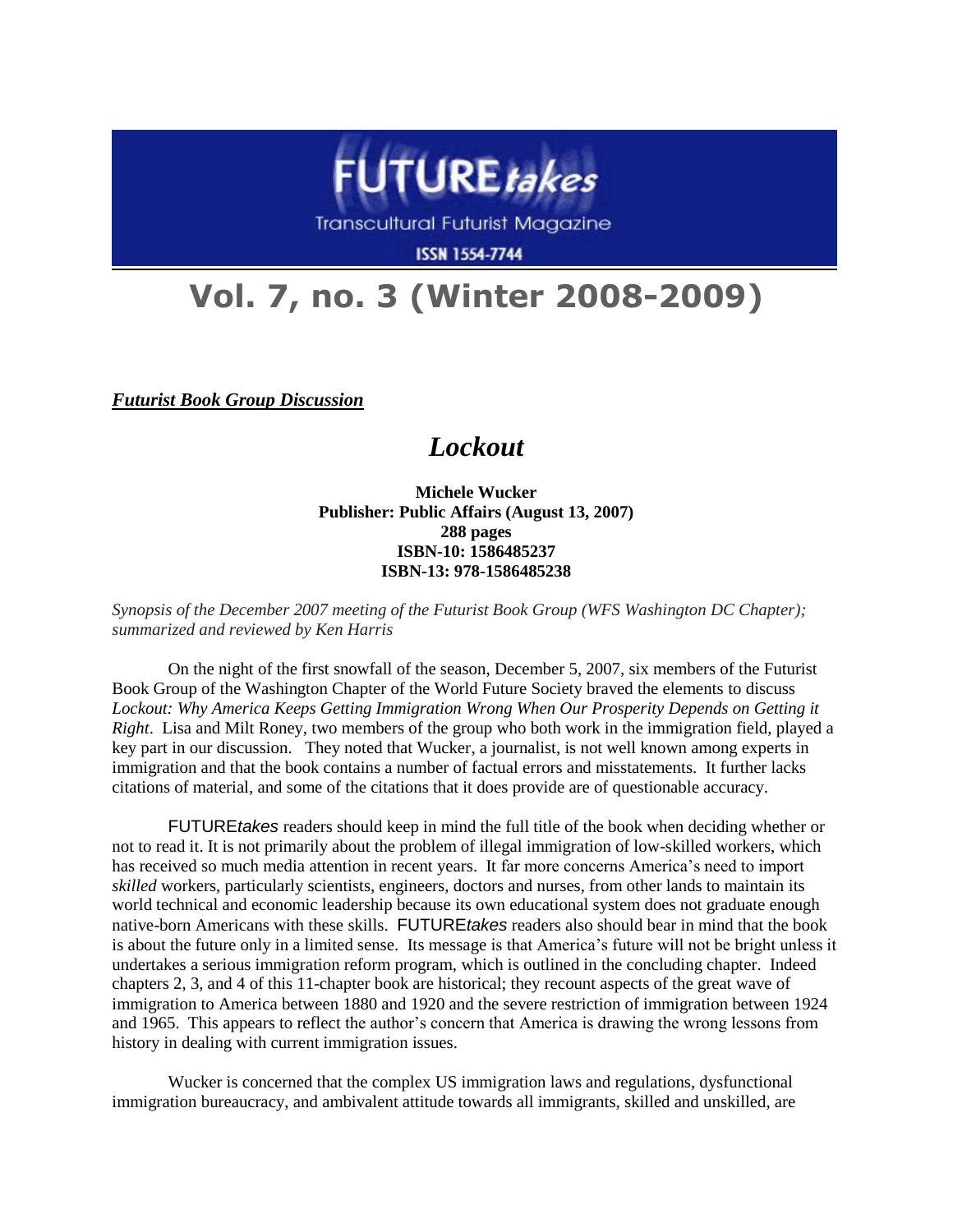# FUTURE*takes*

Transcultural Futurist Magazine

ISSN 1554-7744

# Vol. 7, no. 3 (Winter 2008-2009)

***Futurist Book Group Discussion***

## *Lockout*

**Michele Wucker**
**Publisher: Public Affairs (August 13, 2007)**
**288 pages**
**ISBN-10: 1586485237**
**ISBN-13: 978-1586485238**

*Synopsis of the December 2007 meeting of the Futurist Book Group (WFS Washington DC Chapter); summarized and reviewed by Ken Harris*

On the night of the first snowfall of the season, December 5, 2007, six members of the Futurist Book Group of the Washington Chapter of the World Future Society braved the elements to discuss *Lockout: Why America Keeps Getting Immigration Wrong When Our Prosperity Depends on Getting it Right*. Lisa and Milt Roney, two members of the group who both work in the immigration field, played a key part in our discussion. They noted that Wucker, a journalist, is not well known among experts in immigration and that the book contains a number of factual errors and misstatements. It further lacks citations of material, and some of the citations that it does provide are of questionable accuracy.

FUTURE*takes* readers should keep in mind the full title of the book when deciding whether or not to read it. It is not primarily about the problem of illegal immigration of low-skilled workers, which has received so much media attention in recent years. It far more concerns America's need to import *skilled* workers, particularly scientists, engineers, doctors and nurses, from other lands to maintain its world technical and economic leadership because its own educational system does not graduate enough native-born Americans with these skills. FUTURE*takes* readers also should bear in mind that the book is about the future only in a limited sense. Its message is that America's future will not be bright unless it undertakes a serious immigration reform program, which is outlined in the concluding chapter. Indeed chapters 2, 3, and 4 of this 11-chapter book are historical; they recount aspects of the great wave of immigration to America between 1880 and 1920 and the severe restriction of immigration between 1924 and 1965. This appears to reflect the author's concern that America is drawing the wrong lessons from history in dealing with current immigration issues.

Wucker is concerned that the complex US immigration laws and regulations, dysfunctional immigration bureaucracy, and ambivalent attitude towards all immigrants, skilled and unskilled, are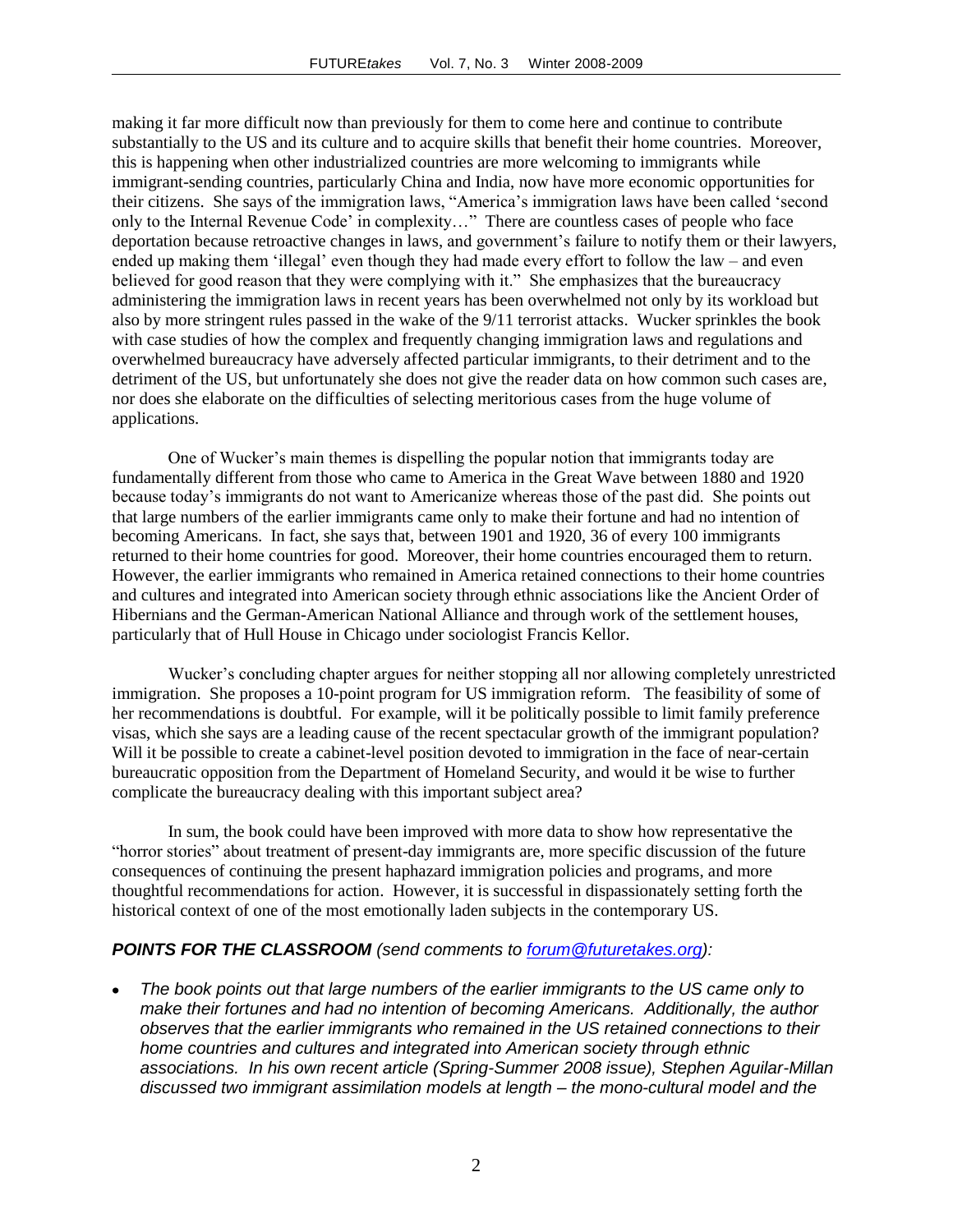making it far more difficult now than previously for them to come here and continue to contribute substantially to the US and its culture and to acquire skills that benefit their home countries. Moreover, this is happening when other industrialized countries are more welcoming to immigrants while immigrant-sending countries, particularly China and India, now have more economic opportunities for their citizens. She says of the immigration laws, "America's immigration laws have been called 'second only to the Internal Revenue Code' in complexity…" There are countless cases of people who face deportation because retroactive changes in laws, and government's failure to notify them or their lawyers, ended up making them 'illegal' even though they had made every effort to follow the law – and even believed for good reason that they were complying with it." She emphasizes that the bureaucracy administering the immigration laws in recent years has been overwhelmed not only by its workload but also by more stringent rules passed in the wake of the 9/11 terrorist attacks. Wucker sprinkles the book with case studies of how the complex and frequently changing immigration laws and regulations and overwhelmed bureaucracy have adversely affected particular immigrants, to their detriment and to the detriment of the US, but unfortunately she does not give the reader data on how common such cases are, nor does she elaborate on the difficulties of selecting meritorious cases from the huge volume of applications.

One of Wucker's main themes is dispelling the popular notion that immigrants today are fundamentally different from those who came to America in the Great Wave between 1880 and 1920 because today's immigrants do not want to Americanize whereas those of the past did. She points out that large numbers of the earlier immigrants came only to make their fortune and had no intention of becoming Americans. In fact, she says that, between 1901 and 1920, 36 of every 100 immigrants returned to their home countries for good. Moreover, their home countries encouraged them to return. However, the earlier immigrants who remained in America retained connections to their home countries and cultures and integrated into American society through ethnic associations like the Ancient Order of Hibernians and the German-American National Alliance and through work of the settlement houses, particularly that of Hull House in Chicago under sociologist Francis Kellor.

Wucker's concluding chapter argues for neither stopping all nor allowing completely unrestricted immigration. She proposes a 10-point program for US immigration reform. The feasibility of some of her recommendations is doubtful. For example, will it be politically possible to limit family preference visas, which she says are a leading cause of the recent spectacular growth of the immigrant population? Will it be possible to create a cabinet-level position devoted to immigration in the face of near-certain bureaucratic opposition from the Department of Homeland Security, and would it be wise to further complicate the bureaucracy dealing with this important subject area?

In sum, the book could have been improved with more data to show how representative the "horror stories" about treatment of present-day immigrants are, more specific discussion of the future consequences of continuing the present haphazard immigration policies and programs, and more thoughtful recommendations for action. However, it is successful in dispassionately setting forth the historical context of one of the most emotionally laden subjects in the contemporary US.

***POINTS FOR THE CLASSROOM** (send comments to forum@futuretakes.org):*

- *The book points out that large numbers of the earlier immigrants to the US came only to make their fortunes and had no intention of becoming Americans. Additionally, the author observes that the earlier immigrants who remained in the US retained connections to their home countries and cultures and integrated into American society through ethnic associations. In his own recent article (Spring-Summer 2008 issue), Stephen Aguilar-Millan discussed two immigrant assimilation models at length – the mono-cultural model and the*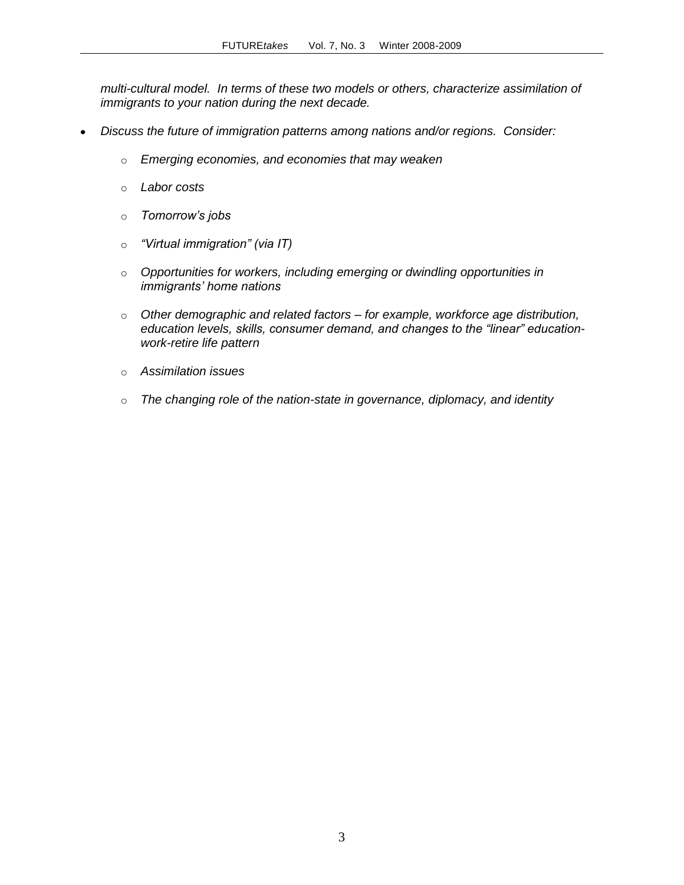*multi-cultural model. In terms of these two models or others, characterize assimilation of immigrants to your nation during the next decade.*

- *Discuss the future of immigration patterns among nations and/or regions. Consider:*
  - *Emerging economies, and economies that may weaken*
  - *Labor costs*
  - *Tomorrow's jobs*
  - *"Virtual immigration" (via IT)*
  - *Opportunities for workers, including emerging or dwindling opportunities in immigrants' home nations*
  - *Other demographic and related factors – for example, workforce age distribution, education levels, skills, consumer demand, and changes to the "linear" education-work-retire life pattern*
  - *Assimilation issues*
  - *The changing role of the nation-state in governance, diplomacy, and identity*